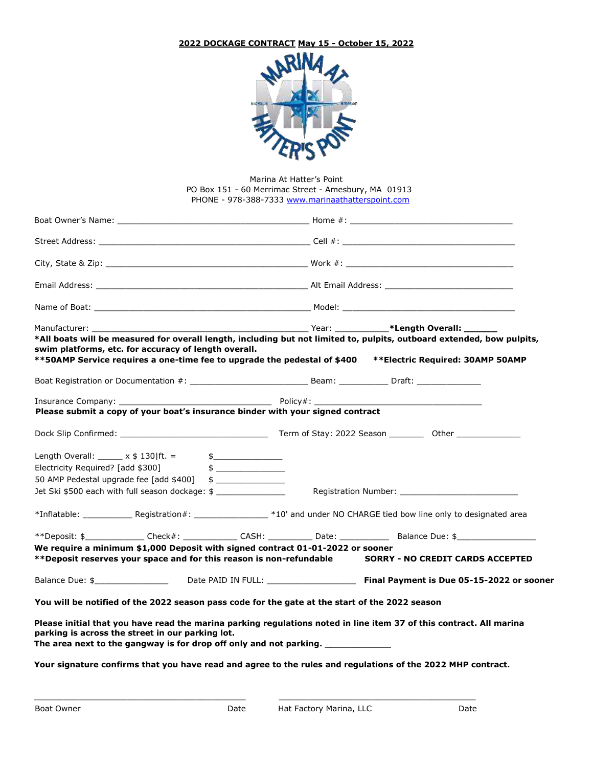**2022 DOCKAGE CONTRACT May 15 - October 15, 2022**

Marina At Hatter's Point
PO Box 151 - 60 Merrimac Street - Amesbury, MA 01913
PHONE - 978-388-7333 www.marinaathatterspoint.com

Boat Owner's Name: ________________________________________ Home #: __________________________________

Street Address: ____________________________________________ Cell #: ____________________________________

City, State & Zip: __________________________________________ Work #: ___________________________________

Email Address: _____________________________________________ Alt Email Address: __________________________

Name of Boat: ______________________________________________ Model: ____________________________________

Manufacturer: ______________________________________________ Year: ___________ ***Length Overall: ______**

***All boats will be measured for overall length, including but not limited to, pulpits, outboard extended, bow pulpits, swim platforms, etc. for accuracy of length overall.**

****50AMP Service requires a one-time fee to upgrade the pedestal of $400 **Electric Required: 30AMP 50AMP**

Boat Registration or Documentation #: ________________________ Beam: __________ Draft: _____________

Insurance Company: _______________________________ Policy#: ___________________________________

**Please submit a copy of your boat's insurance binder with your signed contract**

Dock Slip Confirmed: ______________________________ Term of Stay: 2022 Season _______ Other _____________

Length Overall: _____ x $ 130|ft. = $______________

Electricity Required? [add $300] $ ______________

50 AMP Pedestal upgrade fee [add $400] $ ______________

Jet Ski $500 each with full season dockage: $ ______________ Registration Number: ________________________

*Inflatable: __________ Registration#: _______________ *10' and under NO CHARGE tied bow line only to designated area

**Deposit: $____________ Check#: ___________ CASH: _________ Date: __________ Balance Due: $________________

**We require a minimum $1,000 Deposit with signed contract 01-01-2022 or sooner**

****Deposit reserves your space and for this reason is non-refundable SORRY - NO CREDIT CARDS ACCEPTED**

Balance Due: $_______________ Date PAID IN FULL: __________________ **Final Payment is Due 05-15-2022 or sooner**

**You will be notified of the 2022 season pass code for the gate at the start of the 2022 season**

**Please initial that you have read the marina parking regulations noted in line item 37 of this contract. All marina parking is across the street in our parking lot.**
**The area next to the gangway is for drop off only and not parking. ____________**

**Your signature confirms that you have read and agree to the rules and regulations of the 2022 MHP contract.**

_____________________________________________ _________________________________________

Boat Owner Date Hat Factory Marina, LLC Date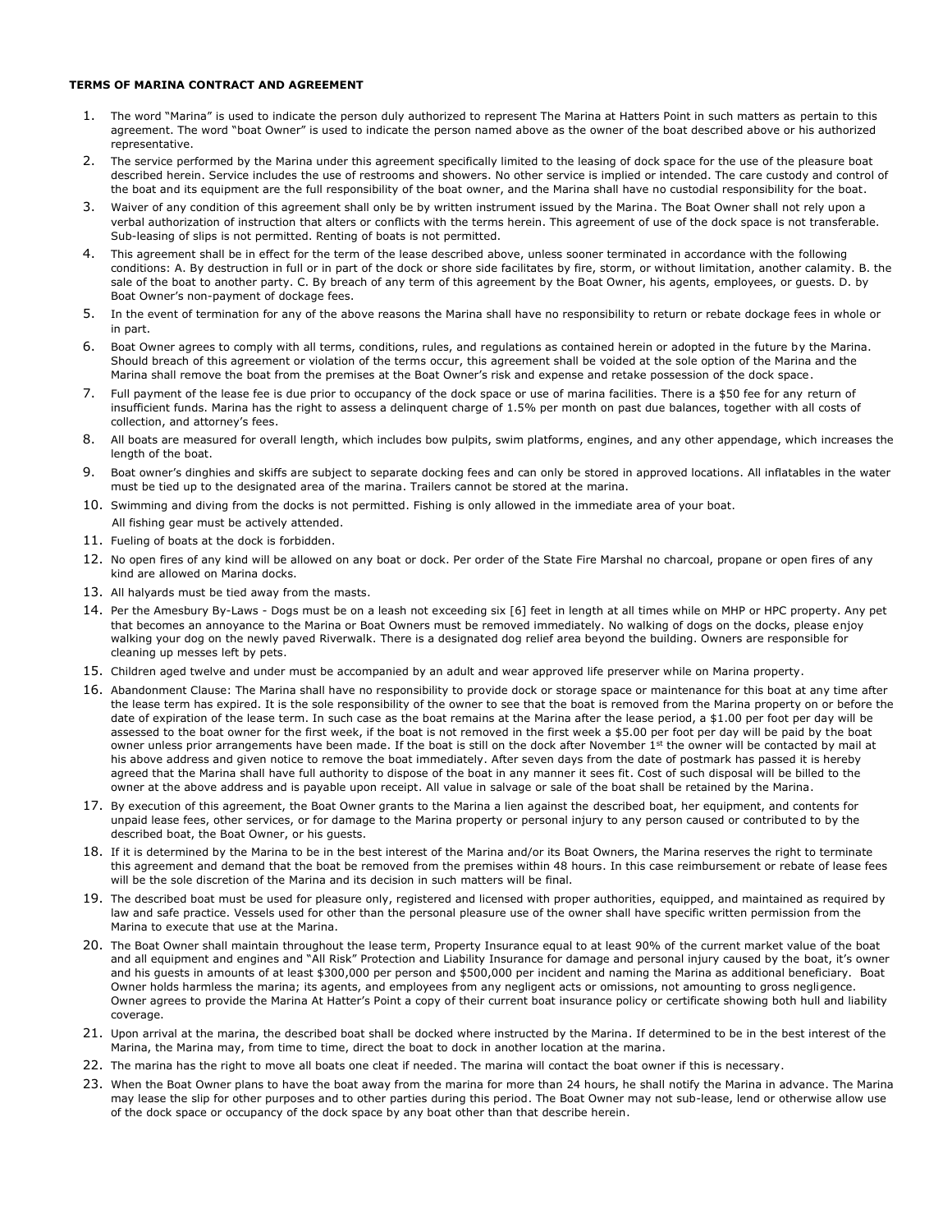**TERMS OF MARINA CONTRACT AND AGREEMENT**

1. The word "Marina" is used to indicate the person duly authorized to represent The Marina at Hatters Point in such matters as pertain to this agreement. The word "boat Owner" is used to indicate the person named above as the owner of the boat described above or his authorized representative.
2. The service performed by the Marina under this agreement specifically limited to the leasing of dock space for the use of the pleasure boat described herein. Service includes the use of restrooms and showers. No other service is implied or intended. The care custody and control of the boat and its equipment are the full responsibility of the boat owner, and the Marina shall have no custodial responsibility for the boat.
3. Waiver of any condition of this agreement shall only be by written instrument issued by the Marina. The Boat Owner shall not rely upon a verbal authorization of instruction that alters or conflicts with the terms herein. This agreement of use of the dock space is not transferable. Sub-leasing of slips is not permitted. Renting of boats is not permitted.
4. This agreement shall be in effect for the term of the lease described above, unless sooner terminated in accordance with the following conditions: A. By destruction in full or in part of the dock or shore side facilitates by fire, storm, or without limitation, another calamity. B. the sale of the boat to another party. C. By breach of any term of this agreement by the Boat Owner, his agents, employees, or guests. D. by Boat Owner's non-payment of dockage fees.
5. In the event of termination for any of the above reasons the Marina shall have no responsibility to return or rebate dockage fees in whole or in part.
6. Boat Owner agrees to comply with all terms, conditions, rules, and regulations as contained herein or adopted in the future by the Marina. Should breach of this agreement or violation of the terms occur, this agreement shall be voided at the sole option of the Marina and the Marina shall remove the boat from the premises at the Boat Owner's risk and expense and retake possession of the dock space.
7. Full payment of the lease fee is due prior to occupancy of the dock space or use of marina facilities. There is a $50 fee for any return of insufficient funds. Marina has the right to assess a delinquent charge of 1.5% per month on past due balances, together with all costs of collection, and attorney's fees.
8. All boats are measured for overall length, which includes bow pulpits, swim platforms, engines, and any other appendage, which increases the length of the boat.
9. Boat owner's dinghies and skiffs are subject to separate docking fees and can only be stored in approved locations. All inflatables in the water must be tied up to the designated area of the marina. Trailers cannot be stored at the marina.
10. Swimming and diving from the docks is not permitted. Fishing is only allowed in the immediate area of your boat. All fishing gear must be actively attended.
11. Fueling of boats at the dock is forbidden.
12. No open fires of any kind will be allowed on any boat or dock. Per order of the State Fire Marshal no charcoal, propane or open fires of any kind are allowed on Marina docks.
13. All halyards must be tied away from the masts.
14. Per the Amesbury By-Laws - Dogs must be on a leash not exceeding six [6] feet in length at all times while on MHP or HPC property. Any pet that becomes an annoyance to the Marina or Boat Owners must be removed immediately. No walking of dogs on the docks, please enjoy walking your dog on the newly paved Riverwalk. There is a designated dog relief area beyond the building. Owners are responsible for cleaning up messes left by pets.
15. Children aged twelve and under must be accompanied by an adult and wear approved life preserver while on Marina property.
16. Abandonment Clause: The Marina shall have no responsibility to provide dock or storage space or maintenance for this boat at any time after the lease term has expired. It is the sole responsibility of the owner to see that the boat is removed from the Marina property on or before the date of expiration of the lease term. In such case as the boat remains at the Marina after the lease period, a $1.00 per foot per day will be assessed to the boat owner for the first week, if the boat is not removed in the first week a $5.00 per foot per day will be paid by the boat owner unless prior arrangements have been made. If the boat is still on the dock after November 1st the owner will be contacted by mail at his above address and given notice to remove the boat immediately. After seven days from the date of postmark has passed it is hereby agreed that the Marina shall have full authority to dispose of the boat in any manner it sees fit. Cost of such disposal will be billed to the owner at the above address and is payable upon receipt. All value in salvage or sale of the boat shall be retained by the Marina.
17. By execution of this agreement, the Boat Owner grants to the Marina a lien against the described boat, her equipment, and contents for unpaid lease fees, other services, or for damage to the Marina property or personal injury to any person caused or contributed to by the described boat, the Boat Owner, or his guests.
18. If it is determined by the Marina to be in the best interest of the Marina and/or its Boat Owners, the Marina reserves the right to terminate this agreement and demand that the boat be removed from the premises within 48 hours. In this case reimbursement or rebate of lease fees will be the sole discretion of the Marina and its decision in such matters will be final.
19. The described boat must be used for pleasure only, registered and licensed with proper authorities, equipped, and maintained as required by law and safe practice. Vessels used for other than the personal pleasure use of the owner shall have specific written permission from the Marina to execute that use at the Marina.
20. The Boat Owner shall maintain throughout the lease term, Property Insurance equal to at least 90% of the current market value of the boat and all equipment and engines and "All Risk" Protection and Liability Insurance for damage and personal injury caused by the boat, it's owner and his guests in amounts of at least $300,000 per person and $500,000 per incident and naming the Marina as additional beneficiary. Boat Owner holds harmless the marina; its agents, and employees from any negligent acts or omissions, not amounting to gross negligence. Owner agrees to provide the Marina At Hatter's Point a copy of their current boat insurance policy or certificate showing both hull and liability coverage.
21. Upon arrival at the marina, the described boat shall be docked where instructed by the Marina. If determined to be in the best interest of the Marina, the Marina may, from time to time, direct the boat to dock in another location at the marina.
22. The marina has the right to move all boats one cleat if needed. The marina will contact the boat owner if this is necessary.
23. When the Boat Owner plans to have the boat away from the marina for more than 24 hours, he shall notify the Marina in advance. The Marina may lease the slip for other purposes and to other parties during this period. The Boat Owner may not sub-lease, lend or otherwise allow use of the dock space or occupancy of the dock space by any boat other than that describe herein.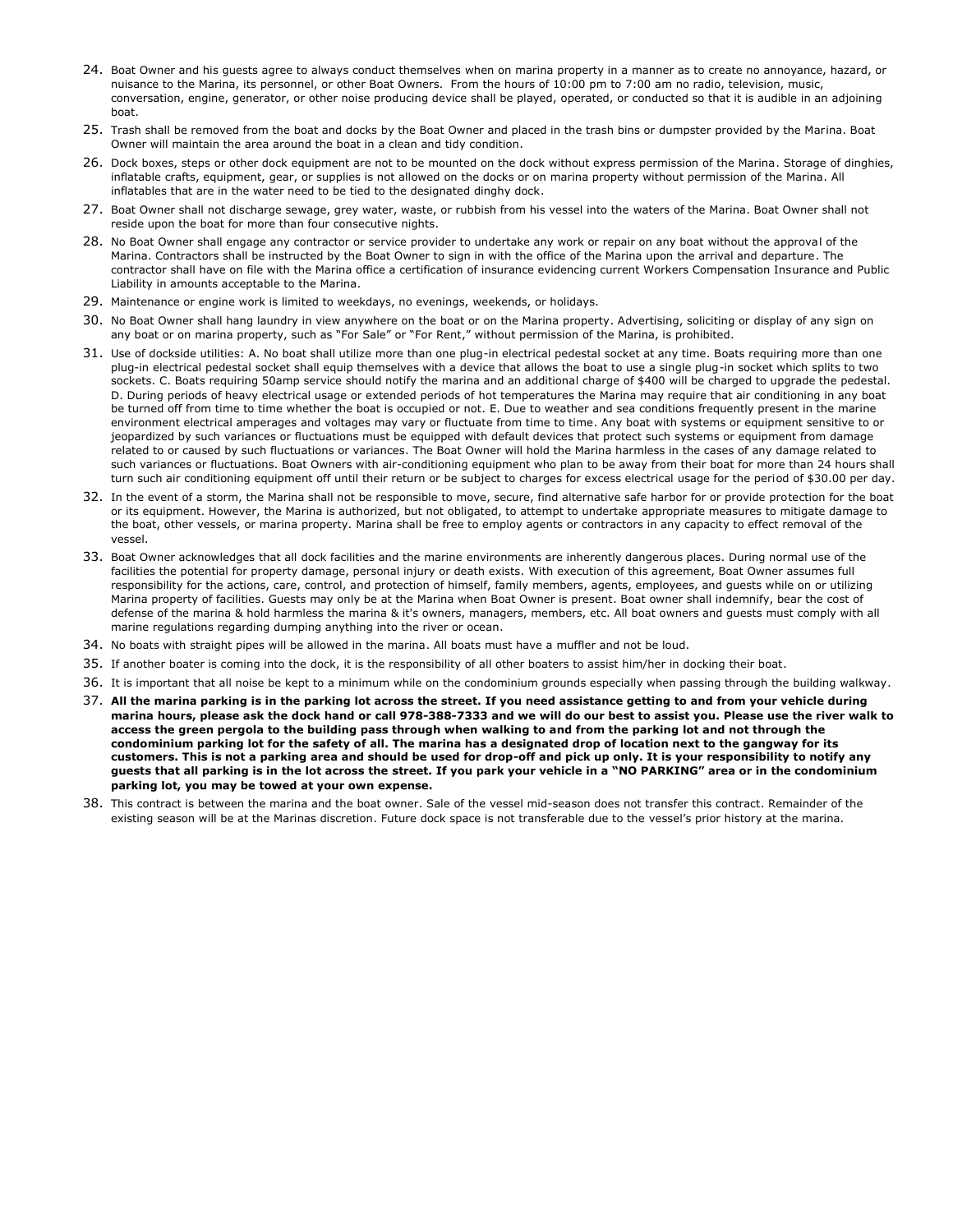24. Boat Owner and his guests agree to always conduct themselves when on marina property in a manner as to create no annoyance, hazard, or nuisance to the Marina, its personnel, or other Boat Owners. From the hours of 10:00 pm to 7:00 am no radio, television, music, conversation, engine, generator, or other noise producing device shall be played, operated, or conducted so that it is audible in an adjoining boat.
25. Trash shall be removed from the boat and docks by the Boat Owner and placed in the trash bins or dumpster provided by the Marina. Boat Owner will maintain the area around the boat in a clean and tidy condition.
26. Dock boxes, steps or other dock equipment are not to be mounted on the dock without express permission of the Marina. Storage of dinghies, inflatable crafts, equipment, gear, or supplies is not allowed on the docks or on marina property without permission of the Marina. All inflatables that are in the water need to be tied to the designated dinghy dock.
27. Boat Owner shall not discharge sewage, grey water, waste, or rubbish from his vessel into the waters of the Marina. Boat Owner shall not reside upon the boat for more than four consecutive nights.
28. No Boat Owner shall engage any contractor or service provider to undertake any work or repair on any boat without the approval of the Marina. Contractors shall be instructed by the Boat Owner to sign in with the office of the Marina upon the arrival and departure. The contractor shall have on file with the Marina office a certification of insurance evidencing current Workers Compensation Insurance and Public Liability in amounts acceptable to the Marina.
29. Maintenance or engine work is limited to weekdays, no evenings, weekends, or holidays.
30. No Boat Owner shall hang laundry in view anywhere on the boat or on the Marina property. Advertising, soliciting or display of any sign on any boat or on marina property, such as "For Sale" or "For Rent," without permission of the Marina, is prohibited.
31. Use of dockside utilities: A. No boat shall utilize more than one plug-in electrical pedestal socket at any time. Boats requiring more than one plug-in electrical pedestal socket shall equip themselves with a device that allows the boat to use a single plug-in socket which splits to two sockets. C. Boats requiring 50amp service should notify the marina and an additional charge of $400 will be charged to upgrade the pedestal. D. During periods of heavy electrical usage or extended periods of hot temperatures the Marina may require that air conditioning in any boat be turned off from time to time whether the boat is occupied or not. E. Due to weather and sea conditions frequently present in the marine environment electrical amperages and voltages may vary or fluctuate from time to time. Any boat with systems or equipment sensitive to or jeopardized by such variances or fluctuations must be equipped with default devices that protect such systems or equipment from damage related to or caused by such fluctuations or variances. The Boat Owner will hold the Marina harmless in the cases of any damage related to such variances or fluctuations. Boat Owners with air-conditioning equipment who plan to be away from their boat for more than 24 hours shall turn such air conditioning equipment off until their return or be subject to charges for excess electrical usage for the period of $30.00 per day.
32. In the event of a storm, the Marina shall not be responsible to move, secure, find alternative safe harbor for or provide protection for the boat or its equipment. However, the Marina is authorized, but not obligated, to attempt to undertake appropriate measures to mitigate damage to the boat, other vessels, or marina property. Marina shall be free to employ agents or contractors in any capacity to effect removal of the vessel.
33. Boat Owner acknowledges that all dock facilities and the marine environments are inherently dangerous places. During normal use of the facilities the potential for property damage, personal injury or death exists. With execution of this agreement, Boat Owner assumes full responsibility for the actions, care, control, and protection of himself, family members, agents, employees, and guests while on or utilizing Marina property of facilities. Guests may only be at the Marina when Boat Owner is present. Boat owner shall indemnify, bear the cost of defense of the marina & hold harmless the marina & it's owners, managers, members, etc. All boat owners and guests must comply with all marine regulations regarding dumping anything into the river or ocean.
34. No boats with straight pipes will be allowed in the marina. All boats must have a muffler and not be loud.
35. If another boater is coming into the dock, it is the responsibility of all other boaters to assist him/her in docking their boat.
36. It is important that all noise be kept to a minimum while on the condominium grounds especially when passing through the building walkway.
37. **All the marina parking is in the parking lot across the street. If you need assistance getting to and from your vehicle during marina hours, please ask the dock hand or call 978-388-7333 and we will do our best to assist you. Please use the river walk to access the green pergola to the building pass through when walking to and from the parking lot and not through the condominium parking lot for the safety of all. The marina has a designated drop of location next to the gangway for its customers. This is not a parking area and should be used for drop-off and pick up only. It is your responsibility to notify any guests that all parking is in the lot across the street. If you park your vehicle in a "NO PARKING" area or in the condominium parking lot, you may be towed at your own expense.**
38. This contract is between the marina and the boat owner. Sale of the vessel mid-season does not transfer this contract. Remainder of the existing season will be at the Marinas discretion. Future dock space is not transferable due to the vessel's prior history at the marina.